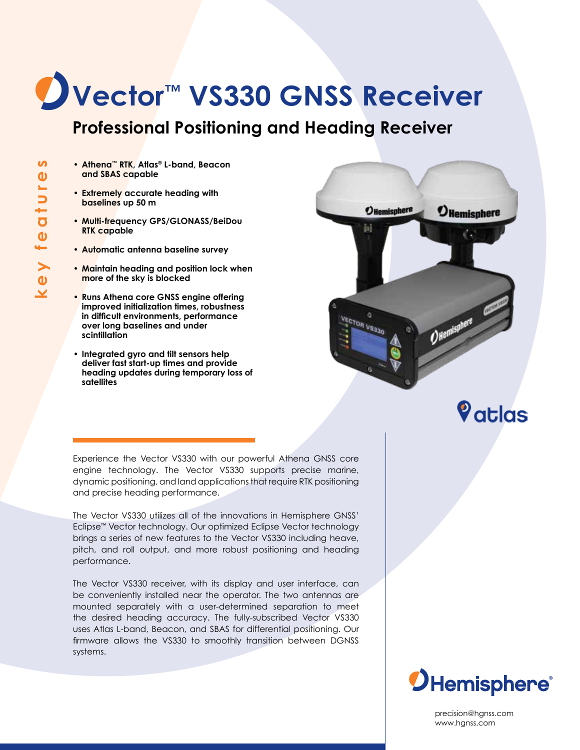# Vector™ VS330 GNSS Receiver

## Professional Positioning and Heading Receiver

**key features**

- **Athena™ RTK, Atlas® L-band, Beacon and SBAS capable**
- **Extremely accurate heading with baselines up 50 m**
- **Multi-frequency GPS/GLONASS/BeiDou RTK capable**
- **Automatic antenna baseline survey**
- **Maintain heading and position lock when more of the sky is blocked**
- **Runs Athena core GNSS engine offering improved initialization times, robustness in difficult environments, performance over long baselines and under scintillation**
- **Integrated gyro and tilt sensors help deliver fast start-up times and provide heading updates during temporary loss of satellites**

Experience the Vector VS330 with our powerful Athena GNSS core engine technology. The Vector VS330 supports precise marine, dynamic positioning, and land applications that require RTK positioning and precise heading performance.

The Vector VS330 utilizes all of the innovations in Hemisphere GNSS' Eclipse™ Vector technology. Our optimized Eclipse Vector technology brings a series of new features to the Vector VS330 including heave, pitch, and roll output, and more robust positioning and heading performance.

The Vector VS330 receiver, with its display and user interface, can be conveniently installed near the operator. The two antennas are mounted separately with a user-determined separation to meet the desired heading accuracy. The fully-subscribed Vector VS330 uses Atlas L-band, Beacon, and SBAS for differential positioning. Our firmware allows the VS330 to smoothly transition between DGNSS systems.

atlas

Hemisphere®

precision@hgnss.com
www.hgnss.com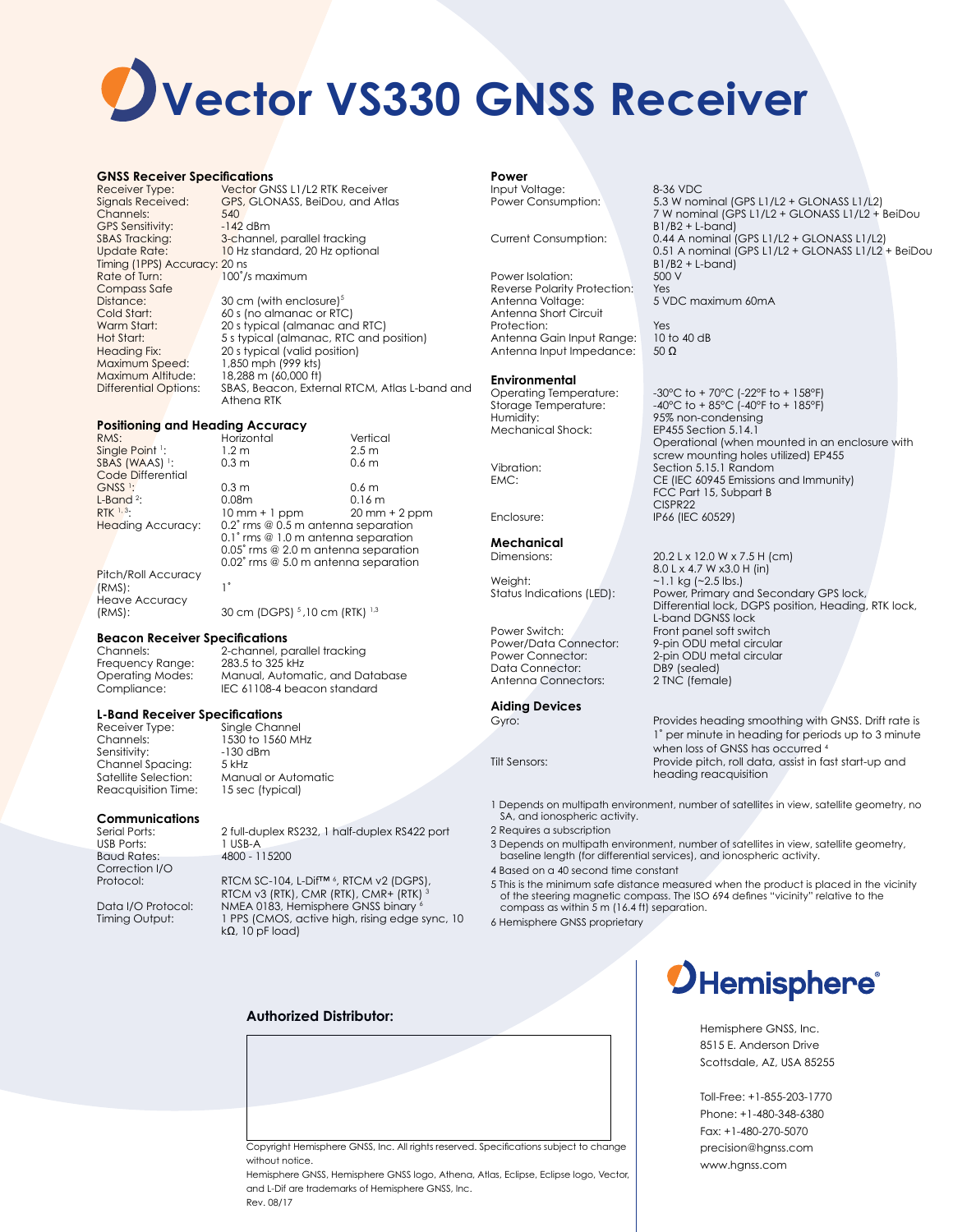# Vector VS330 GNSS Receiver

## GNSS Receiver Specifications

| | |
|---|---|
| Receiver Type: | Vector GNSS L1/L2 RTK Receiver |
| Signals Received: | GPS, GLONASS, BeiDou, and Atlas |
| Channels: | 540 |
| GPS Sensitivity: | -142 dBm |
| SBAS Tracking: | 3-channel, parallel tracking |
| Update Rate: | 10 Hz standard, 20 Hz optional |
| Timing (1PPS) Accuracy: | 20 ns |
| Rate of Turn: | 100°/s maximum |
| Compass Safe Distance: | 30 cm (with enclosure)[5] |
| Cold Start: | 60 s (no almanac or RTC) |
| Warm Start: | 20 s typical (almanac and RTC) |
| Hot Start: | 5 s typical (almanac, RTC and position) |
| Heading Fix: | 20 s typical (valid position) |
| Maximum Speed: | 1,850 mph (999 kts) |
| Maximum Altitude: | 18,288 m (60,000 ft) |
| Differential Options: | SBAS, Beacon, External RTCM, Atlas L-band and Athena RTK |

## Positioning and Heading Accuracy

| RMS: | Horizontal | Vertical |
|---|---|---|
| Single Point [1]: | 1.2 m | 2.5 m |
| SBAS (WAAS) [1]: | 0.3 m | 0.6 m |
| Code Differential GNSS [1]: | 0.3 m | 0.6 m |
| L-Band [2]: | 0.08m | 0.16 m |
| RTK [1, 3]: | 10 mm + 1 ppm | 20 mm + 2 ppm |

| | |
|---|---|
| Heading Accuracy: | 0.2° rms @ 0.5 m antenna separation<br>0.1° rms @ 1.0 m antenna separation<br>0.05° rms @ 2.0 m antenna separation<br>0.02° rms @ 5.0 m antenna separation |
| Pitch/Roll Accuracy (RMS): | 1° |
| Heave Accuracy (RMS): | 30 cm (DGPS) [5], 10 cm (RTK) [1,3] |

## Beacon Receiver Specifications

| | |
|---|---|
| Channels: | 2-channel, parallel tracking |
| Frequency Range: | 283.5 to 325 kHz |
| Operating Modes: | Manual, Automatic, and Database |
| Compliance: | IEC 61108-4 beacon standard |

## L-Band Receiver Specifications

| | |
|---|---|
| Receiver Type: | Single Channel |
| Channels: | 1530 to 1560 MHz |
| Sensitivity: | -130 dBm |
| Channel Spacing: | 5 kHz |
| Satellite Selection: | Manual or Automatic |
| Reacquisition Time: | 15 sec (typical) |

## Communications

| | |
|---|---|
| Serial Ports: | 2 full-duplex RS232, 1 half-duplex RS422 port |
| USB Ports: | 1 USB-A |
| Baud Rates: | 4800 - 115200 |
| Correction I/O Protocol: | RTCM SC-104, L-Dif™ [6], RTCM v2 (DGPS), RTCM v3 (RTK), CMR (RTK), CMR+ (RTK) [3] |
| Data I/O Protocol: | NMEA 0183, Hemisphere GNSS binary [6] |
| Timing Output: | 1 PPS (CMOS, active high, rising edge sync, 10 kΩ, 10 pF load) |

## Power

| | |
|---|---|
| Input Voltage: | 8-36 VDC |
| Power Consumption: | 5.3 W nominal (GPS L1/L2 + GLONASS L1/L2)<br>7 W nominal (GPS L1/L2 + GLONASS L1/L2 + BeiDou B1/B2 + L-band) |
| Current Consumption: | 0.44 A nominal (GPS L1/L2 + GLONASS L1/L2)<br>0.51 A nominal (GPS L1/L2 + GLONASS L1/L2 + BeiDou B1/B2 + L-band) |
| Power Isolation: | 500 V |
| Reverse Polarity Protection: | Yes |
| Antenna Voltage: | 5 VDC maximum 60mA |
| Antenna Short Circuit Protection: | Yes |
| Antenna Gain Input Range: | 10 to 40 dB |
| Antenna Input Impedance: | 50 Ω |

## Environmental

| | |
|---|---|
| Operating Temperature: | -30°C to + 70°C (-22°F to + 158°F) |
| Storage Temperature: | -40°C to + 85°C (-40°F to + 185°F) |
| Humidity: | 95% non-condensing |
| Mechanical Shock: | EP455 Section 5.14.1 Operational (when mounted in an enclosure with screw mounting holes utilized) EP455 |
| Vibration: | Section 5.15.1 Random |
| EMC: | CE (IEC 60945 Emissions and Immunity) FCC Part 15, Subpart B CISPR22 |
| Enclosure: | IP66 (IEC 60529) |

## Mechanical

| | |
|---|---|
| Dimensions: | 20.2 L x 12.0 W x 7.5 H (cm)<br>8.0 L x 4.7 W x3.0 H (in) |
| Weight: | ~1.1 kg (~2.5 lbs.) |
| Status Indications (LED): | Power, Primary and Secondary GPS lock, Differential lock, DGPS position, Heading, RTK lock, L-band DGNSS lock |
| Power Switch: | Front panel soft switch |
| Power/Data Connector: | 9-pin ODU metal circular |
| Power Connector: | 2-pin ODU metal circular |
| Data Connector: | DB9 (sealed) |
| Antenna Connectors: | 2 TNC (female) |

## Aiding Devices

| | |
|---|---|
| Gyro: | Provides heading smoothing with GNSS. Drift rate is 1° per minute in heading for periods up to 3 minute when loss of GNSS has occurred [4] |
| Tilt Sensors: | Provide pitch, roll data, assist in fast start-up and heading reacquisition |

1 Depends on multipath environment, number of satellites in view, satellite geometry, no SA, and ionospheric activity.

2 Requires a subscription

3 Depends on multipath environment, number of satellites in view, satellite geometry, baseline length (for differential services), and ionospheric activity.

4 Based on a 40 second time constant

5 This is the minimum safe distance measured when the product is placed in the vicinity of the steering magnetic compass. The ISO 694 defines "vicinity" relative to the compass as within 5 m (16.4 ft) separation.

6 Hemisphere GNSS proprietary

**Authorized Distributor:**

Copyright Hemisphere GNSS, Inc. All rights reserved. Specifications subject to change without notice.

Hemisphere GNSS, Hemisphere GNSS logo, Athena, Atlas, Eclipse, Eclipse logo, Vector, and L-Dif are trademarks of Hemisphere GNSS, Inc.

Rev. 08/17

Hemisphere®

Hemisphere GNSS, Inc.
8515 E. Anderson Drive
Scottsdale, AZ, USA 85255

Toll-Free: +1-855-203-1770
Phone: +1-480-348-6380
Fax: +1-480-270-5070
precision@hgnss.com
www.hgnss.com